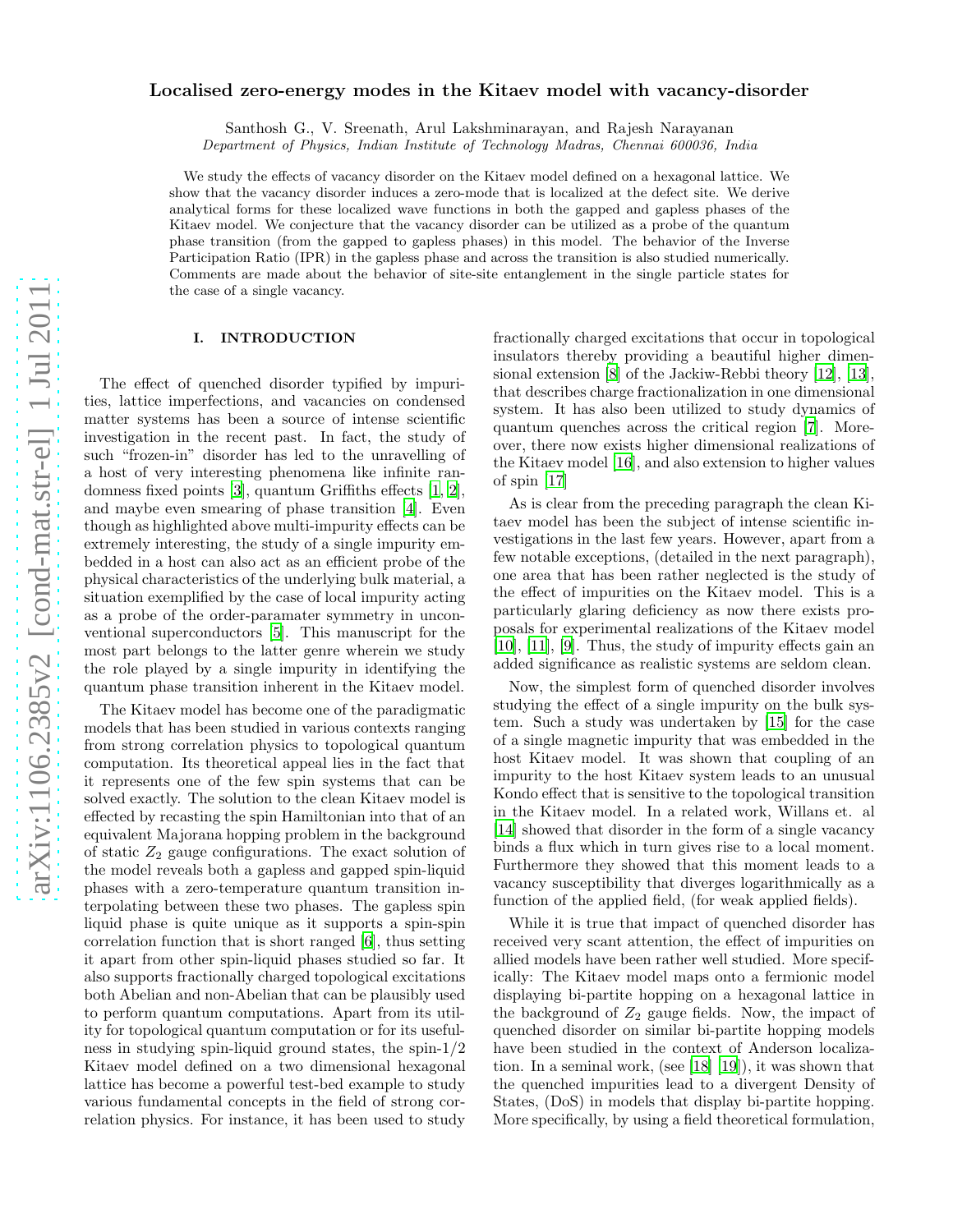# Localised zero-energy modes in the Kitaev model with vacancy-disorder

Santhosh G., V. Sreenath, Arul Lakshminarayan, and Rajesh Narayanan

*Department of Physics, Indian Institute of Technology Madras, Chennai 600036, India*

We study the effects of vacancy disorder on the Kitaev model defined on a hexagonal lattice. We show that the vacancy disorder induces a zero-mode that is localized at the defect site. We derive analytical forms for these localized wave functions in both the gapped and gapless phases of the Kitaev model. We conjecture that the vacancy disorder can be utilized as a probe of the quantum phase transition (from the gapped to gapless phases) in this model. The behavior of the Inverse Participation Ratio (IPR) in the gapless phase and across the transition is also studied numerically. Comments are made about the behavior of site-site entanglement in the single particle states for the case of a single vacancy.

## I. INTRODUCTION

The effect of quenched disorder typified by impurities, lattice imperfections, and vacancies on condensed matter systems has been a source of intense scientific investigation in the recent past. In fact, the study of such "frozen-in" disorder has led to the unravelling of a host of very interesting phenomena like infinite randomness fixed points [3], quantum Griffiths effects [1, 2], and maybe even smearing of phase transition [4]. Even though as highlighted above multi-impurity effects can be extremely interesting, the study of a single impurity embedded in a host can also act as an efficient probe of the physical characteristics of the underlying bulk material, a situation exemplified by the case of local impurity acting as a probe of the order-paramater symmetry in unconventional superconductors [5]. This manuscript for the most part belongs to the latter genre wherein we study the role played by a single impurity in identifying the quantum phase transition inherent in the Kitaev model.

The Kitaev model has become one of the paradigmatic models that has been studied in various contexts ranging from strong correlation physics to topological quantum computation. Its theoretical appeal lies in the fact that it represents one of the few spin systems that can be solved exactly. The solution to the clean Kitaev model is effected by recasting the spin Hamiltonian into that of an equivalent Majorana hopping problem in the background of static $Z_2$ gauge configurations. The exact solution of the model reveals both a gapless and gapped spin-liquid phases with a zero-temperature quantum transition interpolating between these two phases. The gapless spin liquid phase is quite unique as it supports a spin-spin correlation function that is short ranged [6], thus setting it apart from other spin-liquid phases studied so far. It also supports fractionally charged topological excitations both Abelian and non-Abelian that can be plausibly used to perform quantum computations. Apart from its utility for topological quantum computation or for its usefulness in studying spin-liquid ground states, the spin-1/2 Kitaev model defined on a two dimensional hexagonal lattice has become a powerful test-bed example to study various fundamental concepts in the field of strong correlation physics. For instance, it has been used to study fractionally charged excitations that occur in topological insulators thereby providing a beautiful higher dimensional extension [8] of the Jackiw-Rebbi theory [12], [13], that describes charge fractionalization in one dimensional system. It has also been utilized to study dynamics of quantum quenches across the critical region [7]. Moreover, there now exists higher dimensional realizations of the Kitaev model [16], and also extension to higher values of spin [17]

As is clear from the preceding paragraph the clean Kitaev model has been the subject of intense scientific investigations in the last few years. However, apart from a few notable exceptions, (detailed in the next paragraph), one area that has been rather neglected is the study of the effect of impurities on the Kitaev model. This is a particularly glaring deficiency as now there exists proposals for experimental realizations of the Kitaev model [10], [11], [9]. Thus, the study of impurity effects gain an added significance as realistic systems are seldom clean.

Now, the simplest form of quenched disorder involves studying the effect of a single impurity on the bulk system. Such a study was undertaken by [15] for the case of a single magnetic impurity that was embedded in the host Kitaev model. It was shown that coupling of an impurity to the host Kitaev system leads to an unusual Kondo effect that is sensitive to the topological transition in the Kitaev model. In a related work, Willans et. al [14] showed that disorder in the form of a single vacancy binds a flux which in turn gives rise to a local moment. Furthermore they showed that this moment leads to a vacancy susceptibility that diverges logarithmically as a function of the applied field, (for weak applied fields).

While it is true that impact of quenched disorder has received very scant attention, the effect of impurities on allied models have been rather well studied. More specifically: The Kitaev model maps onto a fermionic model displaying bi-partite hopping on a hexagonal lattice in the background of $Z_2$ gauge fields. Now, the impact of quenched disorder on similar bi-partite hopping models have been studied in the context of Anderson localization. In a seminal work, (see [18] [19]), it was shown that the quenched impurities lead to a divergent Density of States, (DoS) in models that display bi-partite hopping. More specifically, by using a field theoretical formulation,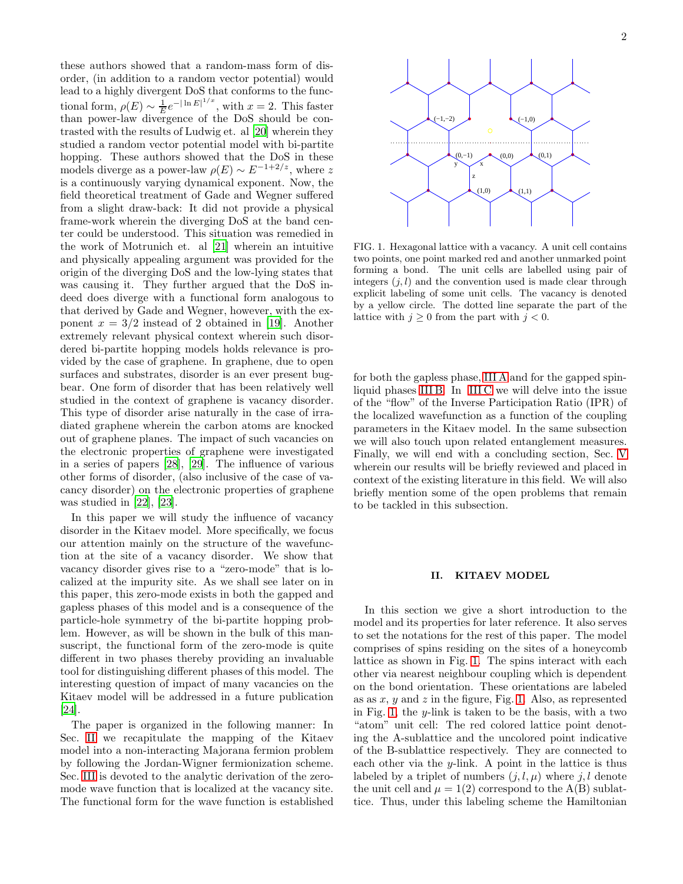these authors showed that a random-mass form of disorder, (in addition to a random vector potential) would lead to a highly divergent DoS that conforms to the functional form, $\rho(E) \sim \frac{1}{E} e^{-|\ln E|^{1/x}}$, with $x = 2$. This faster than power-law divergence of the DoS should be contrasted with the results of Ludwig et. al [20] wherein they studied a random vector potential model with bi-partite hopping. These authors showed that the DoS in these models diverge as a power-law $\rho(E) \sim E^{-1+2/z}$, where $z$ is a continuously varying dynamical exponent. Now, the field theoretical treatment of Gade and Wegner suffered from a slight draw-back: It did not provide a physical frame-work wherein the diverging DoS at the band center could be understood. This situation was remedied in the work of Motrunich et. al [21] wherein an intuitive and physically appealing argument was provided for the origin of the diverging DoS and the low-lying states that was causing it. They further argued that the DoS indeed does diverge with a functional form analogous to that derived by Gade and Wegner, however, with the exponent $x = 3/2$ instead of 2 obtained in [19]. Another extremely relevant physical context wherein such disordered bi-partite hopping models holds relevance is provided by the case of graphene. In graphene, due to open surfaces and substrates, disorder is an ever present bugbear. One form of disorder that has been relatively well studied in the context of graphene is vacancy disorder. This type of disorder arise naturally in the case of irradiated graphene wherein the carbon atoms are knocked out of graphene planes. The impact of such vacancies on the electronic properties of graphene were investigated in a series of papers [28], [29]. The influence of various other forms of disorder, (also inclusive of the case of vacancy disorder) on the electronic properties of graphene was studied in [22], [23].

In this paper we will study the influence of vacancy disorder in the Kitaev model. More specifically, we focus our attention mainly on the structure of the wavefunction at the site of a vacancy disorder. We show that vacancy disorder gives rise to a "zero-mode" that is localized at the impurity site. As we shall see later on in this paper, this zero-mode exists in both the gapped and gapless phases of this model and is a consequence of the particle-hole symmetry of the bi-partite hopping problem. However, as will be shown in the bulk of this manuscript, the functional form of the zero-mode is quite different in two phases thereby providing an invaluable tool for distinguishing different phases of this model. The interesting question of impact of many vacancies on the Kitaev model will be addressed in a future publication [24].

The paper is organized in the following manner: In Sec. II we recapitulate the mapping of the Kitaev model into a non-interacting Majorana fermion problem by following the Jordan-Wigner fermionization scheme. Sec. III is devoted to the analytic derivation of the zero-mode wave function that is localized at the vacancy site. The functional form for the wave function is established for both the gapless phase, III A and for the gapped spin-liquid phases III B. In III C we will delve into the issue of the "flow" of the Inverse Participation Ratio (IPR) of the localized wavefunction as a function of the coupling parameters in the Kitaev model. In the same subsection we will also touch upon related entanglement measures. Finally, we will end with a concluding section, Sec. V wherein our results will be briefly reviewed and placed in context of the existing literature in this field. We will also briefly mention some of the open problems that remain to be tackled in this subsection.

FIG. 1. Hexagonal lattice with a vacancy. A unit cell contains two points, one point marked red and another unmarked point forming a bond. The unit cells are labelled using pair of integers $(j, l)$ and the convention used is made clear through explicit labeling of some unit cells. The vacancy is denoted by a yellow circle. The dotted line separate the part of the lattice with $j \geq 0$ from the part with $j < 0$.

## II. KITAEV MODEL

In this section we give a short introduction to the model and its properties for later reference. It also serves to set the notations for the rest of this paper. The model comprises of spins residing on the sites of a honeycomb lattice as shown in Fig. 1. The spins interact with each other via nearest neighbour coupling which is dependent on the bond orientation. These orientations are labeled as as $x$, $y$ and $z$ in the figure, Fig. 1. Also, as represented in Fig. 1, the $y$-link is taken to be the basis, with a two "atom" unit cell: The red colored lattice point denoting the A-sublattice and the uncolored point indicative of the B-sublattice respectively. They are connected to each other via the $y$-link. A point in the lattice is thus labeled by a triplet of numbers $(j, l, \mu)$ where $j, l$ denote the unit cell and $\mu = 1(2)$ correspond to the A(B) sublattice. Thus, under this labeling scheme the Hamiltonian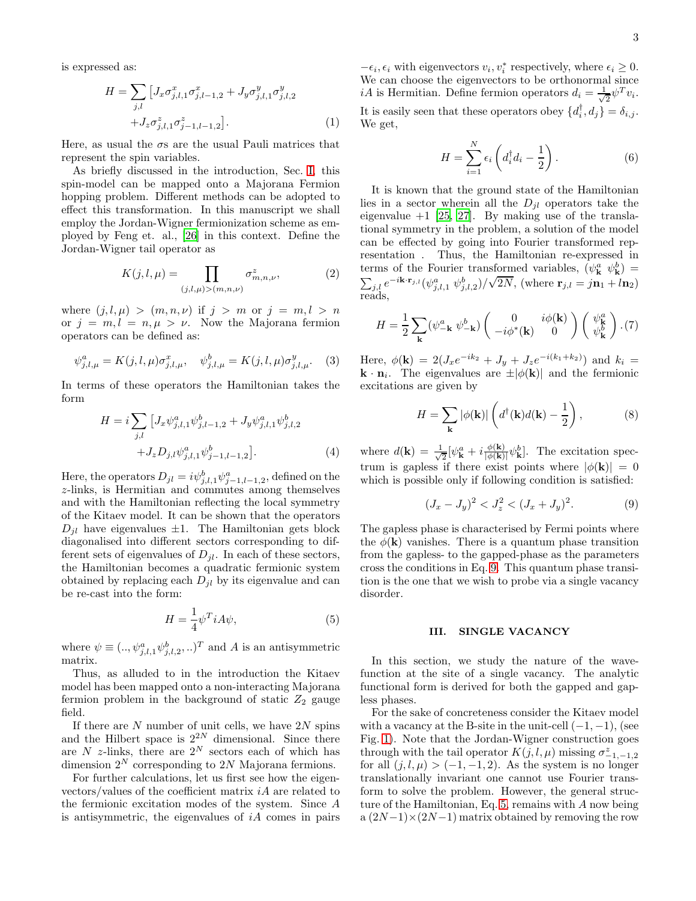is expressed as:

$$H = \sum_{j,l} \left[ J_x \sigma^x_{j,l,1}\sigma^x_{j,l-1,2} + J_y \sigma^y_{j,l,1}\sigma^y_{j,l,2} + J_z \sigma^z_{j,l,1}\sigma^z_{j-1,l-1,2} \right]. \tag{1}$$

Here, as usual the $\sigma$s are the usual Pauli matrices that represent the spin variables.

As briefly discussed in the introduction, Sec. I, this spin-model can be mapped onto a Majorana Fermion hopping problem. Different methods can be adopted to effect this transformation. In this manuscript we shall employ the Jordan-Wigner fermionization scheme as employed by Feng et. al., [26] in this context. Define the Jordan-Wigner tail operator as

$$K(j,l,\mu) = \prod_{(j,l,\mu)>(m,n,\nu)} \sigma^z_{m,n,\nu}, \tag{2}$$

where $(j,l,\mu) > (m,n,\nu)$ if $j > m$ or $j = m, l > n$ or $j = m, l = n, \mu > \nu$. Now the Majorana fermion operators can be defined as:

$$\psi^a_{j,l,\mu} = K(j,l,\mu)\sigma^x_{j,l,\mu}, \quad \psi^b_{j,l,\mu} = K(j,l,\mu)\sigma^y_{j,l,\mu}. \tag{3}$$

In terms of these operators the Hamiltonian takes the form

$$H = i\sum_{j,l} \left[ J_x \psi^a_{j,l,1}\psi^b_{j,l-1,2} + J_y \psi^a_{j,l,1}\psi^b_{j,l,2} + J_z D_{j,l} \psi^a_{j,l,1}\psi^b_{j-1,l-1,2} \right]. \tag{4}$$

Here, the operators $D_{jl} = i\psi^b_{j,l,1}\psi^a_{j-1,l-1,2}$, defined on the $z$-links, is Hermitian and commutes among themselves and with the Hamiltonian reflecting the local symmetry of the Kitaev model. It can be shown that the operators $D_{jl}$ have eigenvalues $\pm 1$. The Hamiltonian gets block diagonalised into different sectors corresponding to different sets of eigenvalues of $D_{jl}$. In each of these sectors, the Hamiltonian becomes a quadratic fermionic system obtained by replacing each $D_{jl}$ by its eigenvalue and can be re-cast into the form:

$$H = \frac{1}{4}\psi^T iA\psi, \tag{5}$$

where $\psi \equiv (.., \psi^a_{j,l,1}\psi^b_{j,l,2}, ..)^T$ and $A$ is an antisymmetric matrix.

Thus, as alluded to in the introduction the Kitaev model has been mapped onto a non-interacting Majorana fermion problem in the background of static $Z_2$ gauge field.

If there are $N$ number of unit cells, we have $2N$ spins and the Hilbert space is $2^{2N}$ dimensional. Since there are $N$ $z$-links, there are $2^N$ sectors each of which has dimension $2^N$ corresponding to $2N$ Majorana fermions.

For further calculations, let us first see how the eigenvectors/values of the coefficient matrix $iA$ are related to the fermionic excitation modes of the system. Since $A$ is antisymmetric, the eigenvalues of $iA$ comes in pairs $-\epsilon_i, \epsilon_i$ with eigenvectors $v_i, v_i^*$ respectively, where $\epsilon_i \geq 0$. We can choose the eigenvectors to be orthonormal since $iA$ is Hermitian. Define fermion operators $d_i = \frac{1}{\sqrt{2}}\psi^T v_i$. It is easily seen that these operators obey $\{d_i^\dagger, d_j\} = \delta_{i,j}$. We get,

$$H = \sum_{i=1}^{N} \epsilon_i \left( d_i^\dagger d_i - \frac{1}{2} \right). \tag{6}$$

It is known that the ground state of the Hamiltonian lies in a sector wherein all the $D_{jl}$ operators take the eigenvalue $+1$ [25, 27]. By making use of the translational symmetry in the problem, a solution of the model can be effected by going into Fourier transformed representation . Thus, the Hamiltonian re-expressed in terms of the Fourier transformed variables, $(\psi^a_{\mathbf{k}} \ \psi^b_{\mathbf{k}}) = \sum_{j,l} e^{-i\mathbf{k}\cdot\mathbf{r}_{j,l}}(\psi^a_{j,l,1} \ \psi^b_{j,l,2})/\sqrt{2N}$, (where $\mathbf{r}_{j,l} = j\mathbf{n}_1 + l\mathbf{n}_2$) reads,

$$H = \frac{1}{2}\sum_{\mathbf{k}} (\psi^a_{-\mathbf{k}} \ \psi^b_{-\mathbf{k}}) \begin{pmatrix} 0 & i\phi(\mathbf{k}) \\ -i\phi^*(\mathbf{k}) & 0 \end{pmatrix} \begin{pmatrix} \psi^a_{\mathbf{k}} \\ \psi^b_{\mathbf{k}} \end{pmatrix}. \tag{7}$$

Here, $\phi(\mathbf{k}) = 2(J_x e^{-ik_2} + J_y + J_z e^{-i(k_1+k_2)})$ and $k_i = \mathbf{k}\cdot\mathbf{n}_i$. The eigenvalues are $\pm|\phi(\mathbf{k})|$ and the fermionic excitations are given by

$$H = \sum_{\mathbf{k}} |\phi(\mathbf{k})| \left( d^\dagger(\mathbf{k})d(\mathbf{k}) - \frac{1}{2} \right), \tag{8}$$

where $d(\mathbf{k}) = \frac{1}{\sqrt{2}}[\psi^a_{\mathbf{k}} + i\frac{\phi(\mathbf{k})}{|\phi(\mathbf{k})|}\psi^b_{\mathbf{k}}]$. The excitation spectrum is gapless if there exist points where $|\phi(\mathbf{k})| = 0$ which is possible only if following condition is satisfied:

$$(J_x - J_y)^2 < J_z^2 < (J_x + J_y)^2. \tag{9}$$

The gapless phase is characterised by Fermi points where the $\phi(\mathbf{k})$ vanishes. There is a quantum phase transition from the gapless- to the gapped-phase as the parameters cross the conditions in Eq. 9. This quantum phase transition is the one that we wish to probe via a single vacancy disorder.

## III. SINGLE VACANCY

In this section, we study the nature of the wave-function at the site of a single vacancy. The analytic functional form is derived for both the gapped and gapless phases.

For the sake of concreteness consider the Kitaev model with a vacancy at the B-site in the unit-cell $(-1,-1)$, (see Fig. 1). Note that the Jordan-Wigner construction goes through with the tail operator $K(j,l,\mu)$ missing $\sigma^z_{-1,-1,2}$ for all $(j,l,\mu) > (-1,-1,2)$. As the system is no longer translationally invariant one cannot use Fourier transform to solve the problem. However, the general structure of the Hamiltonian, Eq. 5, remains with $A$ now being a $(2N-1)\times(2N-1)$ matrix obtained by removing the row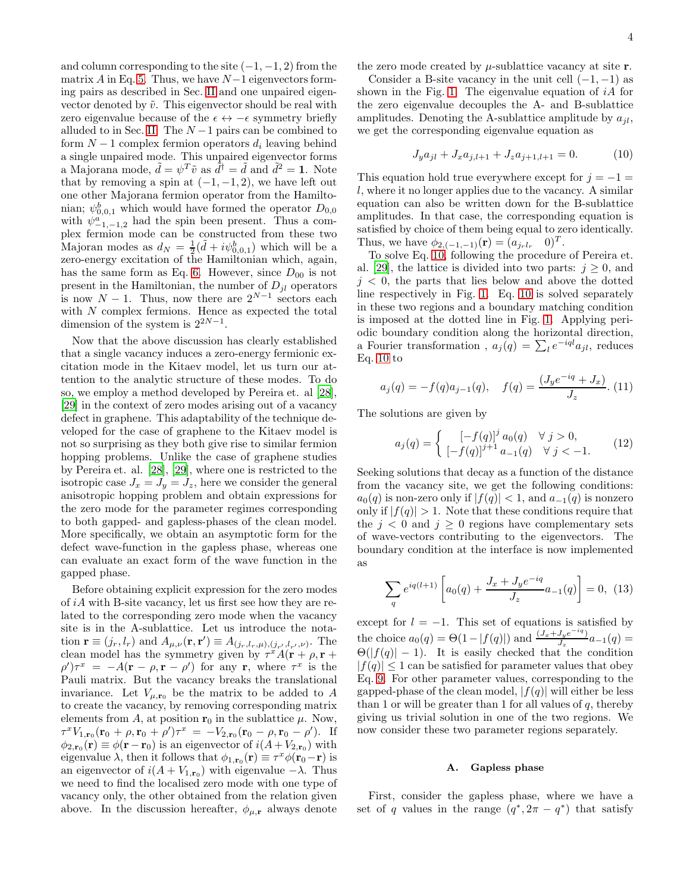and column corresponding to the site $(-1,-1,2)$ from the matrix $A$ in Eq. 5. Thus, we have $N-1$ eigenvectors forming pairs as described in Sec. II and one unpaired eigenvector denoted by $\tilde{v}$. This eigenvector should be real with zero eigenvalue because of the $\epsilon \leftrightarrow -\epsilon$ symmetry briefly alluded to in Sec. II. The $N-1$ pairs can be combined to form $N-1$ complex fermion operators $d_i$ leaving behind a single unpaired mode. This unpaired eigenvector forms a Majorana mode, $\tilde{d} = \psi^T \tilde{v}$ as $\tilde{d}^\dagger = \tilde{d}$ and $\tilde{d}^2 = \mathbf{1}$. Note that by removing a spin at $(-1,-1,2)$, we have left out one other Majorana fermion operator from the Hamiltonian; $\psi^b_{0,0,1}$ which would have formed the operator $D_{0,0}$ with $\psi^a_{-1,-1,2}$ had the spin been present. Thus a complex fermion mode can be constructed from these two Majoran modes as $d_N = \frac{1}{2}(\tilde{d} + i\psi^b_{0,0,1})$ which will be a zero-energy excitation of the Hamiltonian which, again, has the same form as Eq. 6. However, since $D_{00}$ is not present in the Hamiltonian, the number of $D_{jl}$ operators is now $N-1$. Thus, now there are $2^{N-1}$ sectors each with $N$ complex fermions. Hence as expected the total dimension of the system is $2^{2N-1}$.

Now that the above discussion has clearly established that a single vacancy induces a zero-energy fermionic excitation mode in the Kitaev model, let us turn our attention to the analytic structure of these modes. To do so, we employ a method developed by Pereira et. al [28], [29] in the context of zero modes arising out of a vacancy defect in graphene. This adaptability of the technique developed for the case of graphene to the Kitaev model is not so surprising as they both give rise to similar fermion hopping problems. Unlike the case of graphene studies by Pereira et. al. [28], [29], where one is restricted to the isotropic case $J_x = J_y = J_z$, here we consider the general anisotropic hopping problem and obtain expressions for the zero mode for the parameter regimes corresponding to both gapped- and gapless-phases of the clean model. More specifically, we obtain an asymptotic form for the defect wave-function in the gapless phase, whereas one can evaluate an exact form of the wave function in the gapped phase.

Before obtaining explicit expression for the zero modes of $iA$ with B-site vacancy, let us first see how they are related to the corresponding zero mode when the vacancy site is in the A-sublattice. Let us introduce the notation $\mathbf{r} \equiv (j_r, l_r)$ and $A_{\mu,\nu}(\mathbf{r}, \mathbf{r}') \equiv A_{(j_r,l_r,\mu),(j_{r'},l_{r'},\nu)}$. The clean model has the symmetry given by $\tau^x A(\mathbf{r}+\rho, \mathbf{r}+\rho')\tau^x = -A(\mathbf{r}-\rho, \mathbf{r}-\rho')$ for any $\mathbf{r}$, where $\tau^x$ is the Pauli matrix. But the vacancy breaks the translational invariance. Let $V_{\mu,\mathbf{r}_0}$ be the matrix to be added to $A$ to create the vacancy, by removing corresponding matrix elements from $A$, at position $\mathbf{r}_0$ in the sublattice $\mu$. Now, $\tau^x V_{1,\mathbf{r}_0}(\mathbf{r}_0+\rho, \mathbf{r}_0+\rho')\tau^x = -V_{2,\mathbf{r}_0}(\mathbf{r}_0-\rho, \mathbf{r}_0-\rho')$. If $\phi_{2,\mathbf{r}_0}(\mathbf{r}) \equiv \phi(\mathbf{r}-\mathbf{r}_0)$ is an eigenvector of $i(A+V_{2,\mathbf{r}_0})$ with eigenvalue $\lambda$, then it follows that $\phi_{1,\mathbf{r}_0}(\mathbf{r}) \equiv \tau^x\phi(\mathbf{r}_0-\mathbf{r})$ is an eigenvector of $i(A+V_{1,\mathbf{r}_0})$ with eigenvalue $-\lambda$. Thus we need to find the localised zero mode with one type of vacancy only, the other obtained from the relation given above. In the discussion hereafter, $\phi_{\mu,\mathbf{r}}$ always denote the zero mode created by $\mu$-sublattice vacancy at site $\mathbf{r}$.

Consider a B-site vacancy in the unit cell $(-1,-1)$ as shown in the Fig. 1. The eigenvalue equation of $iA$ for the zero eigenvalue decouples the A- and B-sublattice amplitudes. Denoting the A-sublattice amplitude by $a_{jl}$, we get the corresponding eigenvalue equation as

$$J_y a_{jl} + J_x a_{j,l+1} + J_z a_{j+1,l+1} = 0. \tag{10}$$

This equation hold true everywhere except for $j = -1 = l$, where it no longer applies due to the vacancy. A similar equation can also be written down for the B-sublattice amplitudes. In that case, the corresponding equation is satisfied by choice of them being equal to zero identically. Thus, we have $\phi_{2,(-1,-1)}(\mathbf{r}) = (a_{j_r l_r} \quad 0)^T$.

To solve Eq. 10, following the procedure of Pereira et. al. [29], the lattice is divided into two parts: $j \geq 0$, and $j < 0$, the parts that lies below and above the dotted line respectively in Fig. 1. Eq. 10 is solved separately in these two regions and a boundary matching condition is imposed at the dotted line in Fig. 1. Applying periodic boundary condition along the horizontal direction, a Fourier transformation , $a_j(q) = \sum_l e^{-iql} a_{jl}$, reduces Eq. 10 to

$$a_j(q) = -f(q) a_{j-1}(q), \quad f(q) = \frac{(J_y e^{-iq} + J_x)}{J_z}. \tag{11}$$

The solutions are given by

$$a_j(q) = \begin{cases} [-f(q)]^j \, a_0(q) & \forall\ j > 0, \\ [-f(q)]^{j+1} \, a_{-1}(q) & \forall\ j < -1. \end{cases} \tag{12}$$

Seeking solutions that decay as a function of the distance from the vacancy site, we get the following conditions: $a_0(q)$ is non-zero only if $|f(q)| < 1$, and $a_{-1}(q)$ is nonzero only if $|f(q)| > 1$. Note that these conditions require that the $j < 0$ and $j \geq 0$ regions have complementary sets of wave-vectors contributing to the eigenvectors. The boundary condition at the interface is now implemented as

$$\sum_q e^{iq(l+1)} \left[ a_0(q) + \frac{J_x + J_y e^{-iq}}{J_z} a_{-1}(q) \right] = 0, \tag{13}$$

except for $l = -1$. This set of equations is satisfied by the choice $a_0(q) = \Theta(1 - |f(q)|)$ and $\frac{(J_x + J_y e^{-iq})}{J_z} a_{-1}(q) = \Theta(|f(q)| - 1)$. It is easily checked that the condition $|f(q)| \leq 1$ can be satisfied for parameter values that obey Eq. 9. For other parameter values, corresponding to the gapped-phase of the clean model, $|f(q)|$ will either be less than 1 or will be greater than 1 for all values of $q$, thereby giving us trivial solution in one of the two regions. We now consider these two parameter regions separately.

### A. Gapless phase

First, consider the gapless phase, where we have a set of $q$ values in the range $(q^*, 2\pi - q^*)$ that satisfy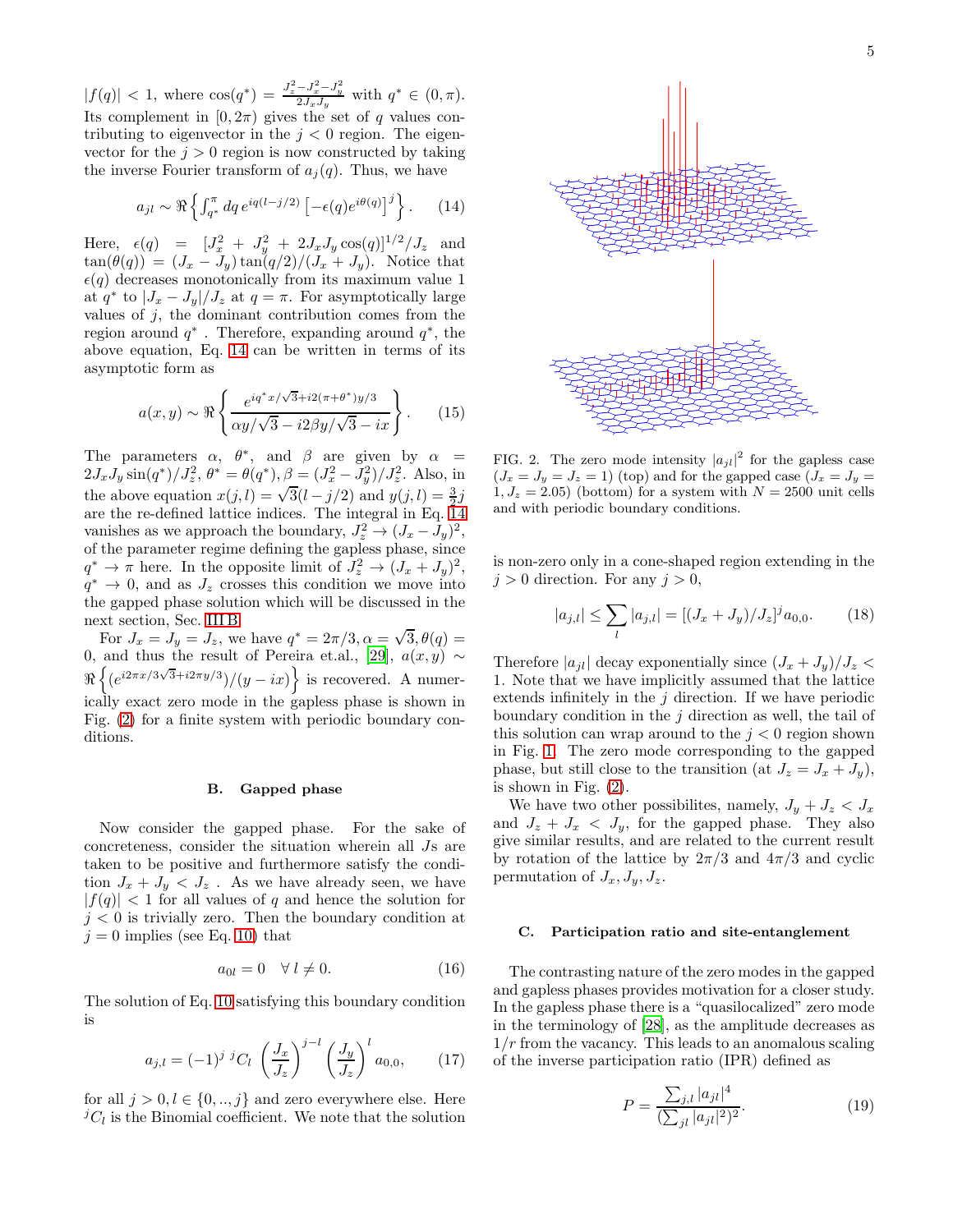$|f(q)| < 1$, where $\cos(q^*) = \frac{J_z^2 - J_x^2 - J_y^2}{2J_x J_y}$ with $q^* \in (0, \pi)$. Its complement in $[0, 2\pi)$ gives the set of $q$ values contributing to eigenvector in the $j < 0$ region. The eigenvector for the $j > 0$ region is now constructed by taking the inverse Fourier transform of $a_j(q)$. Thus, we have

$$a_{jl} \sim \Re\left\{\int_{q^*}^{\pi} dq\, e^{iq(l-j/2)} \left[-\epsilon(q) e^{i\theta(q)}\right]^j\right\}. \qquad (14)$$

Here, $\epsilon(q) = [J_x^2 + J_y^2 + 2J_x J_y \cos(q)]^{1/2}/J_z$ and $\tan(\theta(q)) = (J_x - J_y)\tan(q/2)/(J_x + J_y)$. Notice that $\epsilon(q)$ decreases monotonically from its maximum value 1 at $q^*$ to $|J_x - J_y|/J_z$ at $q = \pi$. For asymptotically large values of $j$, the dominant contribution comes from the region around $q^*$ . Therefore, expanding around $q^*$, the above equation, Eq. 14 can be written in terms of its asymptotic form as

$$a(x, y) \sim \Re\left\{\frac{e^{iq^* x/\sqrt{3} + i2(\pi+\theta^*)y/3}}{\alpha y/\sqrt{3} - i2\beta y/\sqrt{3} - ix}\right\}. \qquad (15)$$

The parameters $\alpha$, $\theta^*$, and $\beta$ are given by $\alpha = 2J_x J_y \sin(q^*)/J_z^2$, $\theta^* = \theta(q^*)$, $\beta = (J_x^2 - J_y^2)/J_z^2$. Also, in the above equation $x(j,l) = \sqrt{3}(l - j/2)$ and $y(j,l) = \frac{3}{2}j$ are the re-defined lattice indices. The integral in Eq. 14 vanishes as we approach the boundary, $J_z^2 \to (J_x - J_y)^2$, of the parameter regime defining the gapless phase, since $q^* \to \pi$ here. In the opposite limit of $J_z^2 \to (J_x + J_y)^2$, $q^* \to 0$, and as $J_z$ crosses this condition we move into the gapped phase solution which will be discussed in the next section, Sec. III B.

For $J_x = J_y = J_z$, we have $q^* = 2\pi/3, \alpha = \sqrt{3}, \theta(q) = 0$, and thus the result of Pereira et.al., [29], $a(x, y) \sim \Re\left\{(e^{i2\pi x/3\sqrt{3} + i2\pi y/3})/(y - ix)\right\}$ is recovered. A numerically exact zero mode in the gapless phase is shown in Fig. (2) for a finite system with periodic boundary conditions.

### B. Gapped phase

Now consider the gapped phase. For the sake of concreteness, consider the situation wherein all $J$s are taken to be positive and furthermore satisfy the condition $J_x + J_y < J_z$ . As we have already seen, we have $|f(q)| < 1$ for all values of $q$ and hence the solution for $j < 0$ is trivially zero. Then the boundary condition at $j = 0$ implies (see Eq. 10) that

$$a_{0l} = 0 \quad \forall\, l \neq 0. \qquad (16)$$

The solution of Eq. 10 satisfying this boundary condition is

$$a_{j,l} = (-1)^j\, {}^jC_l \left(\frac{J_x}{J_z}\right)^{j-l} \left(\frac{J_y}{J_z}\right)^{l} a_{0,0}, \qquad (17)$$

for all $j > 0, l \in \{0, .., j\}$ and zero everywhere else. Here ${}^jC_l$ is the Binomial coefficient. We note that the solution is non-zero only in a cone-shaped region extending in the $j > 0$ direction. For any $j > 0$,

$$|a_{j,l}| \leq \sum_l |a_{j,l}| = [(J_x + J_y)/J_z]^j a_{0,0}. \qquad (18)$$

Therefore $|a_{jl}|$ decay exponentially since $(J_x + J_y)/J_z < 1$. Note that we have implicitly assumed that the lattice extends infinitely in the $j$ direction. If we have periodic boundary condition in the $j$ direction as well, the tail of this solution can wrap around to the $j < 0$ region shown in Fig. 1. The zero mode corresponding to the gapped phase, but still close to the transition (at $J_z = J_x + J_y$), is shown in Fig. (2).

We have two other possibilites, namely, $J_y + J_z < J_x$ and $J_z + J_x < J_y$, for the gapped phase. They also give similar results, and are related to the current result by rotation of the lattice by $2\pi/3$ and $4\pi/3$ and cyclic permutation of $J_x, J_y, J_z$.

FIG. 2. The zero mode intensity $|a_{jl}|^2$ for the gapless case ($J_x = J_y = J_z = 1$) (top) and for the gapped case ($J_x = J_y = 1, J_z = 2.05$) (bottom) for a system with $N = 2500$ unit cells and with periodic boundary conditions.

### C. Participation ratio and site-entanglement

The contrasting nature of the zero modes in the gapped and gapless phases provides motivation for a closer study. In the gapless phase there is a "quasilocalized" zero mode in the terminology of [28], as the amplitude decreases as $1/r$ from the vacancy. This leads to an anomalous scaling of the inverse participation ratio (IPR) defined as

$$P = \frac{\sum_{j,l} |a_{jl}|^4}{(\sum_{jl} |a_{jl}|^2)^2}. \qquad (19)$$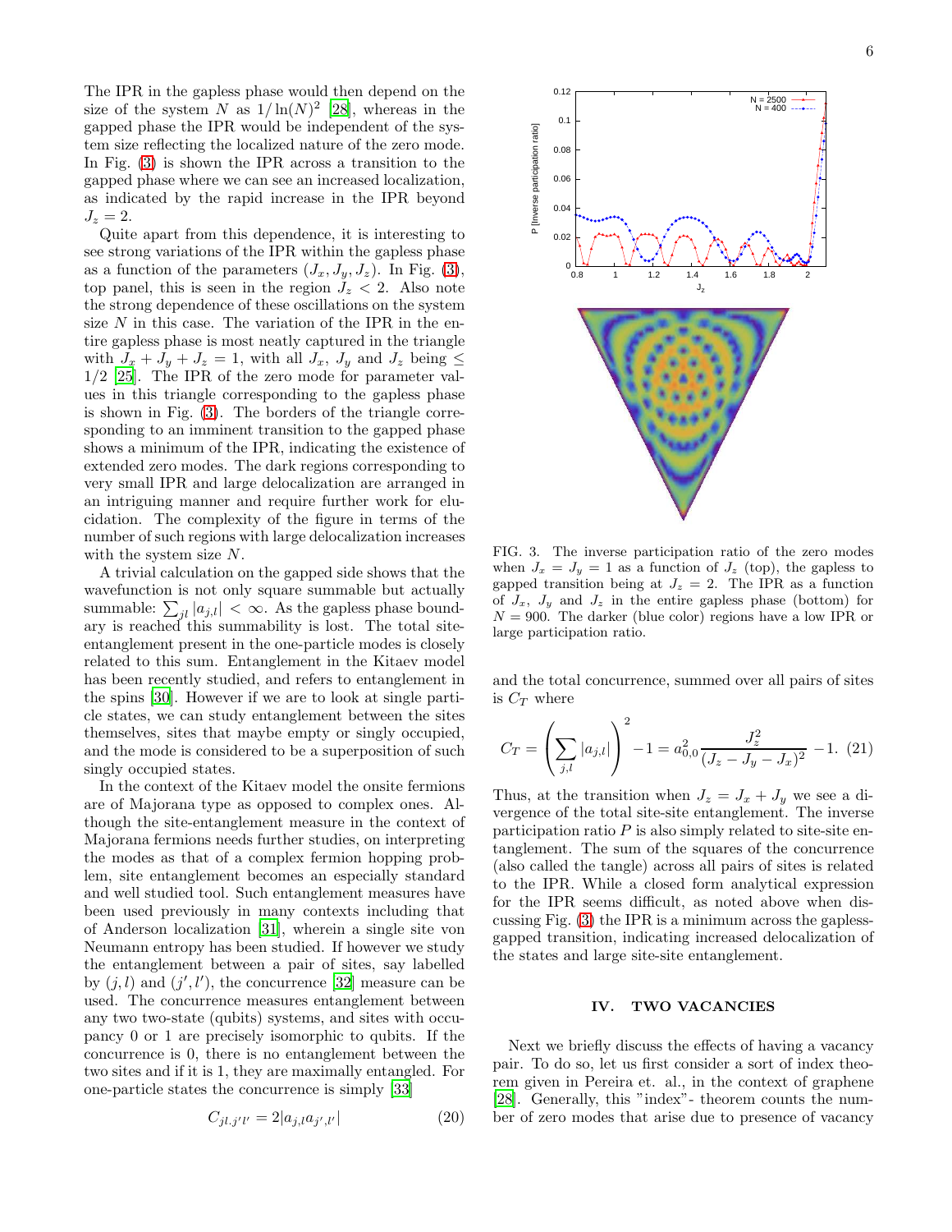The IPR in the gapless phase would then depend on the size of the system $N$ as $1/\ln(N)^2$ [28], whereas in the gapped phase the IPR would be independent of the system size reflecting the localized nature of the zero mode. In Fig. (3) is shown the IPR across a transition to the gapped phase where we can see an increased localization, as indicated by the rapid increase in the IPR beyond $J_z = 2$.

Quite apart from this dependence, it is interesting to see strong variations of the IPR within the gapless phase as a function of the parameters $(J_x, J_y, J_z)$. In Fig. (3), top panel, this is seen in the region $J_z < 2$. Also note the strong dependence of these oscillations on the system size $N$ in this case. The variation of the IPR in the entire gapless phase is most neatly captured in the triangle with $J_x + J_y + J_z = 1$, with all $J_x$, $J_y$ and $J_z$ being $\leq 1/2$ [25]. The IPR of the zero mode for parameter values in this triangle corresponding to the gapless phase is shown in Fig. (3). The borders of the triangle corresponding to an imminent transition to the gapped phase shows a minimum of the IPR, indicating the existence of extended zero modes. The dark regions corresponding to very small IPR and large delocalization are arranged in an intriguing manner and require further work for elucidation. The complexity of the figure in terms of the number of such regions with large delocalization increases with the system size $N$.

A trivial calculation on the gapped side shows that the wavefunction is not only square summable but actually summable: $\sum_{jl} |a_{j,l}| < \infty$. As the gapless phase boundary is reached this summability is lost. The total site-entanglement present in the one-particle modes is closely related to this sum. Entanglement in the Kitaev model has been recently studied, and refers to entanglement in the spins [30]. However if we are to look at single particle states, we can study entanglement between the sites themselves, sites that maybe empty or singly occupied, and the mode is considered to be a superposition of such singly occupied states.

In the context of the Kitaev model the onsite fermions are of Majorana type as opposed to complex ones. Although the site-entanglement measure in the context of Majorana fermions needs further studies, on interpreting the modes as that of a complex fermion hopping problem, site entanglement becomes an especially standard and well studied tool. Such entanglement measures have been used previously in many contexts including that of Anderson localization [31], wherein a single site von Neumann entropy has been studied. If however we study the entanglement between a pair of sites, say labelled by $(j, l)$ and $(j', l')$, the concurrence [32] measure can be used. The concurrence measures entanglement between any two two-state (qubits) systems, and sites with occupancy 0 or 1 are precisely isomorphic to qubits. If the concurrence is 0, there is no entanglement between the two sites and if it is 1, they are maximally entangled. For one-particle states the concurrence is simply [33]

$$C_{jl,j'l'} = 2|a_{j,l} a_{j',l'}| \qquad (20)$$

FIG. 3. The inverse participation ratio of the zero modes when $J_x = J_y = 1$ as a function of $J_z$ (top), the gapless to gapped transition being at $J_z = 2$. The IPR as a function of $J_x$, $J_y$ and $J_z$ in the entire gapless phase (bottom) for $N = 900$. The darker (blue color) regions have a low IPR or large participation ratio.

and the total concurrence, summed over all pairs of sites is $C_T$ where

$$C_T = \left( \sum_{j,l} |a_{j,l}| \right)^2 - 1 = a_{0,0}^2 \frac{J_z^2}{(J_z - J_y - J_x)^2} - 1. \qquad (21)$$

Thus, at the transition when $J_z = J_x + J_y$ we see a divergence of the total site-site entanglement. The inverse participation ratio $P$ is also simply related to site-site entanglement. The sum of the squares of the concurrence (also called the tangle) across all pairs of sites is related to the IPR. While a closed form analytical expression for the IPR seems difficult, as noted above when discussing Fig. (3) the IPR is a minimum across the gapless-gapped transition, indicating increased delocalization of the states and large site-site entanglement.

## IV. TWO VACANCIES

Next we briefly discuss the effects of having a vacancy pair. To do so, let us first consider a sort of index theorem given in Pereira et. al., in the context of graphene [28]. Generally, this "index"- theorem counts the number of zero modes that arise due to presence of vacancy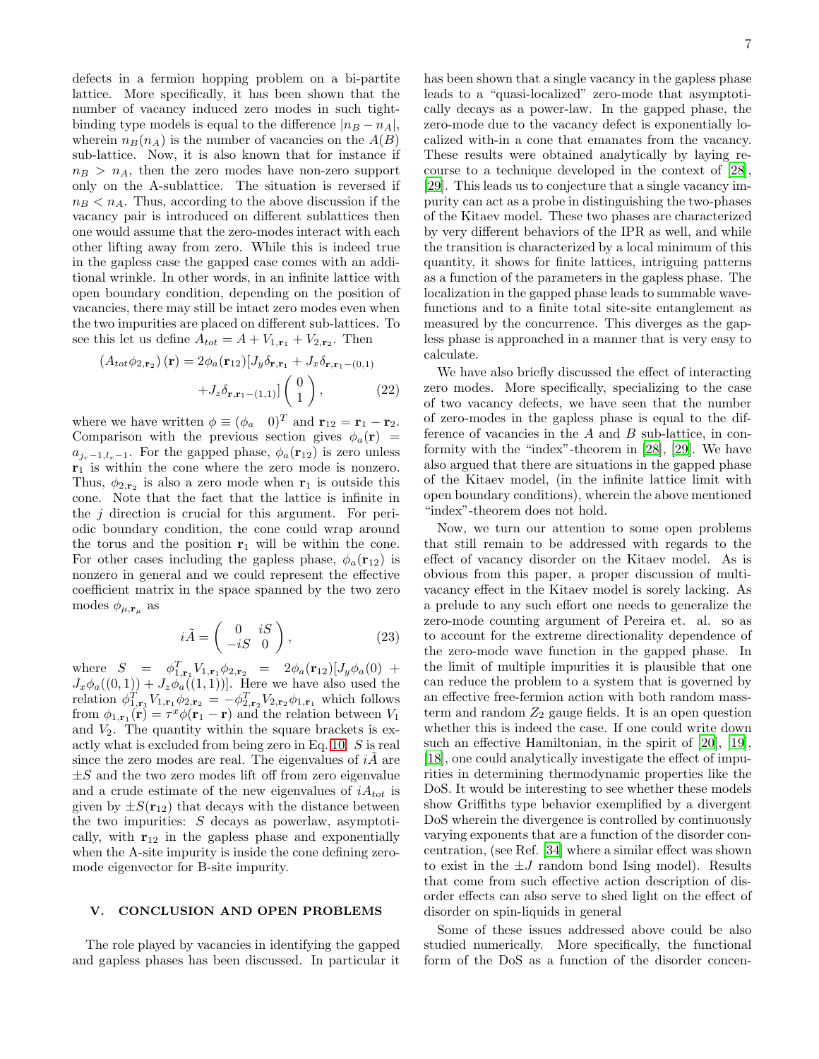defects in a fermion hopping problem on a bi-partite lattice. More specifically, it has been shown that the number of vacancy induced zero modes in such tight-binding type models is equal to the difference $|n_B - n_A|$, wherein $n_B(n_A)$ is the number of vacancies on the $A(B)$ sub-lattice. Now, it is also known that for instance if $n_B > n_A$, then the zero modes have non-zero support only on the A-sublattice. The situation is reversed if $n_B < n_A$. Thus, according to the above discussion if the vacancy pair is introduced on different sublattices then one would assume that the zero-modes interact with each other lifting away from zero. While this is indeed true in the gapless case the gapped case comes with an additional wrinkle. In other words, in an infinite lattice with open boundary condition, depending on the position of vacancies, there may still be intact zero modes even when the two impurities are placed on different sub-lattices. To see this let us define $A_{tot} = A + V_{1,\mathbf{r}_1} + V_{2,\mathbf{r}_2}$. Then

$$(A_{tot}\phi_{2,\mathbf{r}_2})(\mathbf{r}) = 2\phi_a(\mathbf{r}_{12})[J_y\delta_{\mathbf{r},\mathbf{r}_1} + J_x\delta_{\mathbf{r},\mathbf{r}_1-(0,1)} + J_z\delta_{\mathbf{r},\mathbf{r}_1-(1,1)}]\begin{pmatrix} 0 \\ 1 \end{pmatrix}, \tag{22}$$

where we have written $\phi \equiv (\phi_a \quad 0)^T$ and $\mathbf{r}_{12} = \mathbf{r}_1 - \mathbf{r}_2$. Comparison with the previous section gives $\phi_a(\mathbf{r}) = a_{j_r-1,l_r-1}$. For the gapped phase, $\phi_a(\mathbf{r}_{12})$ is zero unless $\mathbf{r}_1$ is within the cone where the zero mode is nonzero. Thus, $\phi_{2,\mathbf{r}_2}$ is also a zero mode when $\mathbf{r}_1$ is outside this cone. Note that the fact that the lattice is infinite in the $j$ direction is crucial for this argument. For periodic boundary condition, the cone could wrap around the torus and the position $\mathbf{r}_1$ will be within the cone. For other cases including the gapless phase, $\phi_a(\mathbf{r}_{12})$ is nonzero in general and we could represent the effective coefficient matrix in the space spanned by the two zero modes $\phi_{\mu,\mathbf{r}_\mu}$ as

$$i\tilde{A} = \begin{pmatrix} 0 & iS \\ -iS & 0 \end{pmatrix}, \tag{23}$$

where $S = \phi_{1,\mathbf{r}_1}^T V_{1,\mathbf{r}_1}\phi_{2,\mathbf{r}_2} = 2\phi_a(\mathbf{r}_{12})[J_y\phi_a(0) + J_x\phi_a((0,1)) + J_z\phi_a((1,1))]$. Here we have also used the relation $\phi_{1,\mathbf{r}_1}^T V_{1,\mathbf{r}_1}\phi_{2,\mathbf{r}_2} = -\phi_{2,\mathbf{r}_2}^T V_{2,\mathbf{r}_2}\phi_{1,\mathbf{r}_1}$ which follows from $\phi_{1,\mathbf{r}_1}(\mathbf{r}) = \tau^x\phi(\mathbf{r}_1 - \mathbf{r})$ and the relation between $V_1$ and $V_2$. The quantity within the square brackets is exactly what is excluded from being zero in Eq. 10. $S$ is real since the zero modes are real. The eigenvalues of $i\tilde{A}$ are $\pm S$ and the two zero modes lift off from zero eigenvalue and a crude estimate of the new eigenvalues of $iA_{tot}$ is given by $\pm S(\mathbf{r}_{12})$ that decays with the distance between the two impurities: $S$ decays as powerlaw, asymptotically, with $\mathbf{r}_{12}$ in the gapless phase and exponentially when the A-site impurity is inside the cone defining zero-mode eigenvector for B-site impurity.

## V. CONCLUSION AND OPEN PROBLEMS

The role played by vacancies in identifying the gapped and gapless phases has been discussed. In particular it has been shown that a single vacancy in the gapless phase leads to a "quasi-localized" zero-mode that asymptotically decays as a power-law. In the gapped phase, the zero-mode due to the vacancy defect is exponentially localized with-in a cone that emanates from the vacancy. These results were obtained analytically by laying recourse to a technique developed in the context of [28], [29]. This leads us to conjecture that a single vacancy impurity can act as a probe in distinguishing the two-phases of the Kitaev model. These two phases are characterized by very different behaviors of the IPR as well, and while the transition is characterized by a local minimum of this quantity, it shows for finite lattices, intriguing patterns as a function of the parameters in the gapless phase. The localization in the gapped phase leads to summable wavefunctions and to a finite total site-site entanglement as measured by the concurrence. This diverges as the gapless phase is approached in a manner that is very easy to calculate.

We have also briefly discussed the effect of interacting zero modes. More specifically, specializing to the case of two vacancy defects, we have seen that the number of zero-modes in the gapless phase is equal to the difference of vacancies in the $A$ and $B$ sub-lattice, in conformity with the "index"-theorem in [28], [29]. We have also argued that there are situations in the gapped phase of the Kitaev model, (in the infinite lattice limit with open boundary conditions), wherein the above mentioned "index"-theorem does not hold.

Now, we turn our attention to some open problems that still remain to be addressed with regards to the effect of vacancy disorder on the Kitaev model. As is obvious from this paper, a proper discussion of multi-vacancy effect in the Kitaev model is sorely lacking. As a prelude to any such effort one needs to generalize the zero-mode counting argument of Pereira et. al. so as to account for the extreme directionality dependence of the zero-mode wave function in the gapped phase. In the limit of multiple impurities it is plausible that one can reduce the problem to a system that is governed by an effective free-fermion action with both random mass-term and random $Z_2$ gauge fields. It is an open question whether this is indeed the case. If one could write down such an effective Hamiltonian, in the spirit of [20], [19], [18], one could analytically investigate the effect of impurities in determining thermodynamic properties like the DoS. It would be interesting to see whether these models show Griffiths type behavior exemplified by a divergent DoS wherein the divergence is controlled by continuously varying exponents that are a function of the disorder concentration, (see Ref. [34] where a similar effect was shown to exist in the $\pm J$ random bond Ising model). Results that come from such effective action description of disorder effects can also serve to shed light on the effect of disorder on spin-liquids in general

Some of these issues addressed above could be also studied numerically. More specifically, the functional form of the DoS as a function of the disorder concen-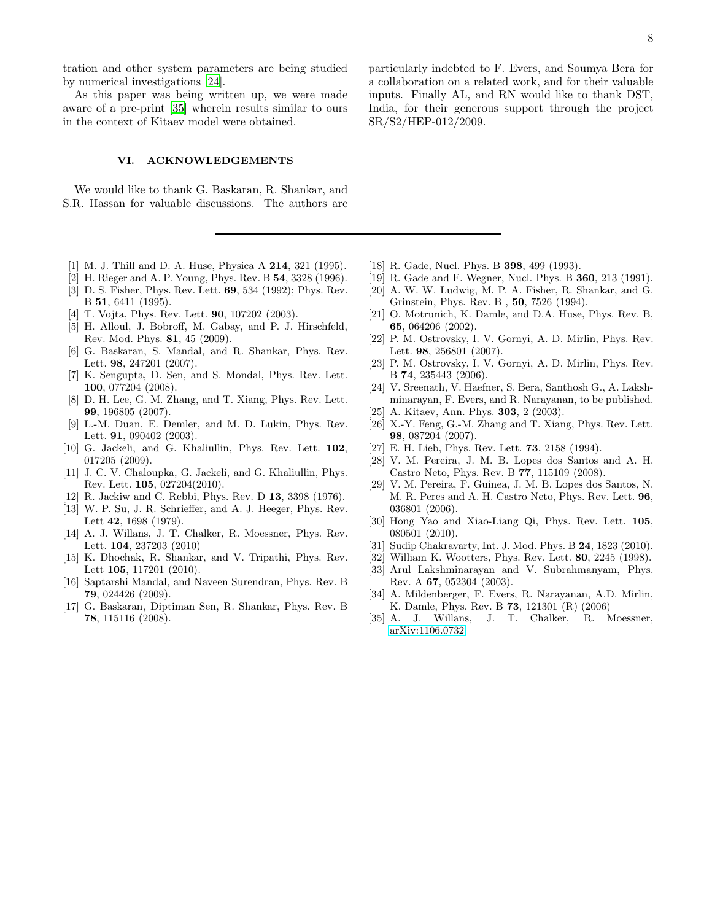tration and other system parameters are being studied by numerical investigations [24].

As this paper was being written up, we were made aware of a pre-print [35] wherein results similar to ours in the context of Kitaev model were obtained.

## VI. ACKNOWLEDGEMENTS

We would like to thank G. Baskaran, R. Shankar, and S.R. Hassan for valuable discussions. The authors are particularly indebted to F. Evers, and Soumya Bera for a collaboration on a related work, and for their valuable inputs. Finally AL, and RN would like to thank DST, India, for their generous support through the project SR/S2/HEP-012/2009.

---

- [1] M. J. Thill and D. A. Huse, Physica A **214**, 321 (1995).
- [2] H. Rieger and A. P. Young, Phys. Rev. B **54**, 3328 (1996).
- [3] D. S. Fisher, Phys. Rev. Lett. **69**, 534 (1992); Phys. Rev. B **51**, 6411 (1995).
- [4] T. Vojta, Phys. Rev. Lett. **90**, 107202 (2003).
- [5] H. Alloul, J. Bobroff, M. Gabay, and P. J. Hirschfeld, Rev. Mod. Phys. **81**, 45 (2009).
- [6] G. Baskaran, S. Mandal, and R. Shankar, Phys. Rev. Lett. **98**, 247201 (2007).
- [7] K. Sengupta, D. Sen, and S. Mondal, Phys. Rev. Lett. **100**, 077204 (2008).
- [8] D. H. Lee, G. M. Zhang, and T. Xiang, Phys. Rev. Lett. **99**, 196805 (2007).
- [9] L.-M. Duan, E. Demler, and M. D. Lukin, Phys. Rev. Lett. **91**, 090402 (2003).
- [10] G. Jackeli, and G. Khaliullin, Phys. Rev. Lett. **102**, 017205 (2009).
- [11] J. C. V. Chaloupka, G. Jackeli, and G. Khaliullin, Phys. Rev. Lett. **105**, 027204(2010).
- [12] R. Jackiw and C. Rebbi, Phys. Rev. D **13**, 3398 (1976).
- [13] W. P. Su, J. R. Schrieffer, and A. J. Heeger, Phys. Rev. Lett **42**, 1698 (1979).
- [14] A. J. Willans, J. T. Chalker, R. Moessner, Phys. Rev. Lett. **104**, 237203 (2010)
- [15] K. Dhochak, R. Shankar, and V. Tripathi, Phys. Rev. Lett **105**, 117201 (2010).
- [16] Saptarshi Mandal, and Naveen Surendran, Phys. Rev. B **79**, 024426 (2009).
- [17] G. Baskaran, Diptiman Sen, R. Shankar, Phys. Rev. B **78**, 115116 (2008).
- [18] R. Gade, Nucl. Phys. B **398**, 499 (1993).
- [19] R. Gade and F. Wegner, Nucl. Phys. B **360**, 213 (1991).
- [20] A. W. W. Ludwig, M. P. A. Fisher, R. Shankar, and G. Grinstein, Phys. Rev. B , **50**, 7526 (1994).
- [21] O. Motrunich, K. Damle, and D.A. Huse, Phys. Rev. B, **65**, 064206 (2002).
- [22] P. M. Ostrovsky, I. V. Gornyi, A. D. Mirlin, Phys. Rev. Lett. **98**, 256801 (2007).
- [23] P. M. Ostrovsky, I. V. Gornyi, A. D. Mirlin, Phys. Rev. B **74**, 235443 (2006).
- [24] V. Sreenath, V. Haefner, S. Bera, Santhosh G., A. Lakshminarayan, F. Evers, and R. Narayanan, to be published.
- [25] A. Kitaev, Ann. Phys. **303**, 2 (2003).
- [26] X.-Y. Feng, G.-M. Zhang and T. Xiang, Phys. Rev. Lett. **98**, 087204 (2007).
- [27] E. H. Lieb, Phys. Rev. Lett. **73**, 2158 (1994).
- [28] V. M. Pereira, J. M. B. Lopes dos Santos and A. H. Castro Neto, Phys. Rev. B **77**, 115109 (2008).
- [29] V. M. Pereira, F. Guinea, J. M. B. Lopes dos Santos, N. M. R. Peres and A. H. Castro Neto, Phys. Rev. Lett. **96**, 036801 (2006).
- [30] Hong Yao and Xiao-Liang Qi, Phys. Rev. Lett. **105**, 080501 (2010).
- [31] Sudip Chakravarty, Int. J. Mod. Phys. B **24**, 1823 (2010).
- [32] William K. Wootters, Phys. Rev. Lett. **80**, 2245 (1998).
- [33] Arul Lakshminarayan and V. Subrahmanyam, Phys. Rev. A **67**, 052304 (2003).
- [34] A. Mildenberger, F. Evers, R. Narayanan, A.D. Mirlin, K. Damle, Phys. Rev. B **73**, 121301 (R) (2006)
- [35] A. J. Willans, J. T. Chalker, R. Moessner, arXiv:1106.0732